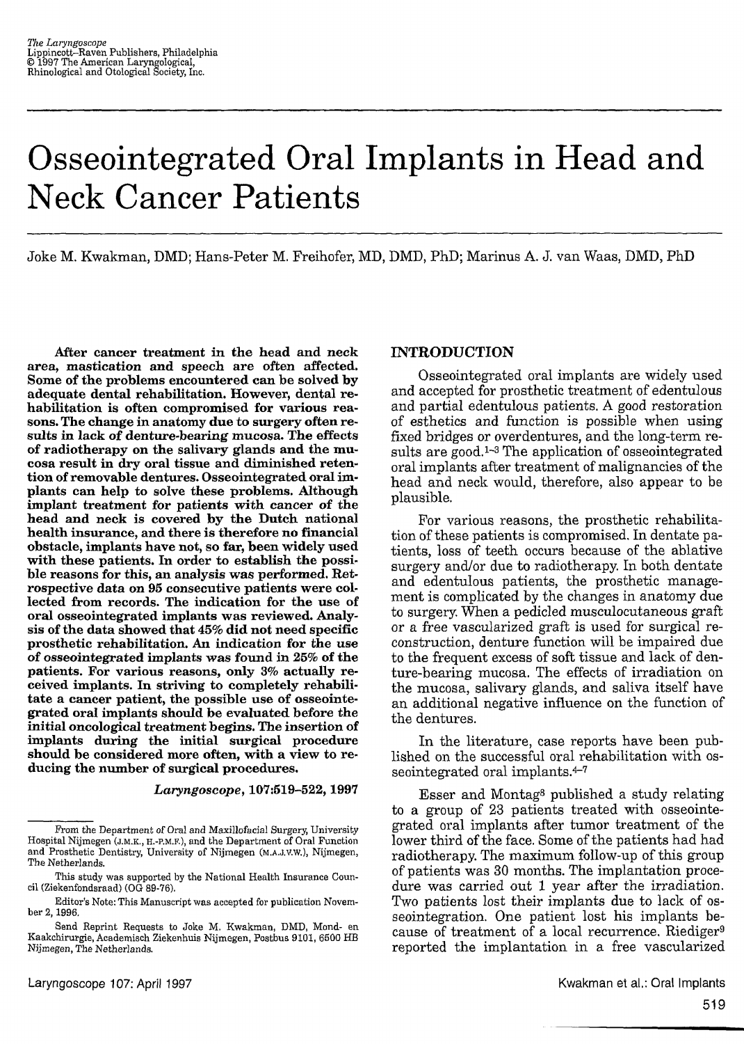The Laryngoscope
Lippincott–Raven Publishers, Philadelphia
© 1997 The American Laryngological, Rhinological and Otological Society, Inc.

# Osseointegrated Oral Implants in Head and Neck Cancer Patients

Joke M. Kwakman, DMD; Hans-Peter M. Freihofer, MD, DMD, PhD; Marinus A. J. van Waas, DMD, PhD

**After cancer treatment in the head and neck area, mastication and speech are often affected. Some of the problems encountered can be solved by adequate dental rehabilitation. However, dental rehabilitation is often compromised for various reasons. The change in anatomy due to surgery often results in lack of denture-bearing mucosa. The effects of radiotherapy on the salivary glands and the mucosa result in dry oral tissue and diminished retention of removable dentures. Osseointegrated oral implants can help to solve these problems. Although implant treatment for patients with cancer of the head and neck is covered by the Dutch national health insurance, and there is therefore no financial obstacle, implants have not, so far, been widely used with these patients. In order to establish the possible reasons for this, an analysis was performed. Retrospective data on 95 consecutive patients were collected from records. The indication for the use of oral osseointegrated implants was reviewed. Analysis of the data showed that 45% did not need specific prosthetic rehabilitation. An indication for the use of osseointegrated implants was found in 25% of the patients. For various reasons, only 3% actually received implants. In striving to completely rehabilitate a cancer patient, the possible use of osseointegrated oral implants should be evaluated before the initial oncological treatment begins. The insertion of implants during the initial surgical procedure should be considered more often, with a view to reducing the number of surgical procedures.**

*Laryngoscope*, 107:519–522, 1997

From the Department of Oral and Maxillofacial Surgery, University Hospital Nijmegen (J.M.K., H.-P.M.F.), and the Department of Oral Function and Prosthetic Dentistry, University of Nijmegen (M.A.J.V.W.), Nijmegen, The Netherlands.

This study was supported by the National Health Insurance Council (Ziekenfondsraad) (OG 89-76).

Editor's Note: This Manuscript was accepted for publication November 2, 1996.

Send Reprint Requests to Joke M. Kwakman, DMD, Mond- en Kaakchirurgie, Academisch Ziekenhuis Nijmegen, Postbus 9101, 6500 HB Nijmegen, The Netherlands.

## INTRODUCTION

Osseointegrated oral implants are widely used and accepted for prosthetic treatment of edentulous and partial edentulous patients. A good restoration of esthetics and function is possible when using fixed bridges or overdentures, and the long-term results are good.[1–3] The application of osseointegrated oral implants after treatment of malignancies of the head and neck would, therefore, also appear to be plausible.

For various reasons, the prosthetic rehabilitation of these patients is compromised. In dentate patients, loss of teeth occurs because of the ablative surgery and/or due to radiotherapy. In both dentate and edentulous patients, the prosthetic management is complicated by the changes in anatomy due to surgery. When a pedicled musculocutaneous graft or a free vascularized graft is used for surgical reconstruction, denture function will be impaired due to the frequent excess of soft tissue and lack of denture-bearing mucosa. The effects of irradiation on the mucosa, salivary glands, and saliva itself have an additional negative influence on the function of the dentures.

In the literature, case reports have been published on the successful oral rehabilitation with osseointegrated oral implants.[4–7]

Esser and Montag[8] published a study relating to a group of 23 patients treated with osseointegrated oral implants after tumor treatment of the lower third of the face. Some of the patients had had radiotherapy. The maximum follow-up of this group of patients was 30 months. The implantation procedure was carried out 1 year after the irradiation. Two patients lost their implants due to lack of osseointegration. One patient lost his implants because of treatment of a local recurrence. Riediger[9] reported the implantation in a free vascularized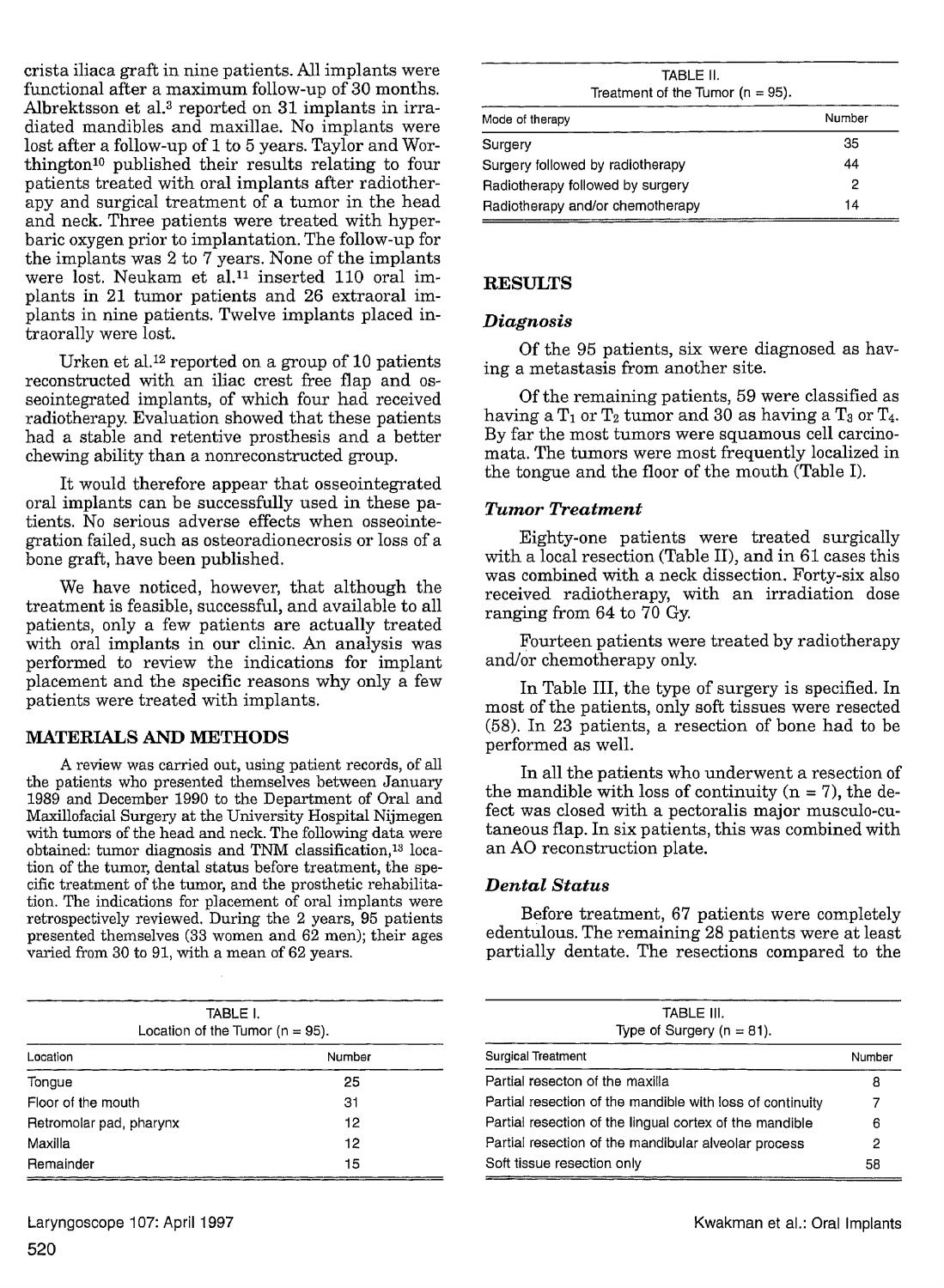crista iliaca graft in nine patients. All implants were functional after a maximum follow-up of 30 months. Albrektsson et al.[3] reported on 31 implants in irradiated mandibles and maxillae. No implants were lost after a follow-up of 1 to 5 years. Taylor and Worthington[10] published their results relating to four patients treated with oral implants after radiotherapy and surgical treatment of a tumor in the head and neck. Three patients were treated with hyperbaric oxygen prior to implantation. The follow-up for the implants was 2 to 7 years. None of the implants were lost. Neukam et al.[11] inserted 110 oral implants in 21 tumor patients and 26 extraoral implants in nine patients. Twelve implants placed intraorally were lost.

Urken et al.[12] reported on a group of 10 patients reconstructed with an iliac crest free flap and osseointegrated implants, of which four had received radiotherapy. Evaluation showed that these patients had a stable and retentive prosthesis and a better chewing ability than a nonreconstructed group.

It would therefore appear that osseointegrated oral implants can be successfully used in these patients. No serious adverse effects when osseointegration failed, such as osteoradionecrosis or loss of a bone graft, have been published.

We have noticed, however, that although the treatment is feasible, successful, and available to all patients, only a few patients are actually treated with oral implants in our clinic. An analysis was performed to review the indications for implant placement and the specific reasons why only a few patients were treated with implants.

## MATERIALS AND METHODS

A review was carried out, using patient records, of all the patients who presented themselves between January 1989 and December 1990 to the Department of Oral and Maxillofacial Surgery at the University Hospital Nijmegen with tumors of the head and neck. The following data were obtained: tumor diagnosis and TNM classification,[13] location of the tumor, dental status before treatment, the specific treatment of the tumor, and the prosthetic rehabilitation. The indications for placement of oral implants were retrospectively reviewed. During the 2 years, 95 patients presented themselves (33 women and 62 men); their ages varied from 30 to 91, with a mean of 62 years.

TABLE I.
Location of the Tumor (n = 95).

| Location | Number |
|---|---|
| Tongue | 25 |
| Floor of the mouth | 31 |
| Retromolar pad, pharynx | 12 |
| Maxilla | 12 |
| Remainder | 15 |

TABLE II.
Treatment of the Tumor (n = 95).

| Mode of therapy | Number |
|---|---|
| Surgery | 35 |
| Surgery followed by radiotherapy | 44 |
| Radiotherapy followed by surgery | 2 |
| Radiotherapy and/or chemotherapy | 14 |

## RESULTS

### *Diagnosis*

Of the 95 patients, six were diagnosed as having a metastasis from another site.

Of the remaining patients, 59 were classified as having a $T_1$ or $T_2$ tumor and 30 as having a $T_3$ or $T_4$. By far the most tumors were squamous cell carcinomata. The tumors were most frequently localized in the tongue and the floor of the mouth (Table I).

### *Tumor Treatment*

Eighty-one patients were treated surgically with a local resection (Table II), and in 61 cases this was combined with a neck dissection. Forty-six also received radiotherapy, with an irradiation dose ranging from 64 to 70 Gy.

Fourteen patients were treated by radiotherapy and/or chemotherapy only.

In Table III, the type of surgery is specified. In most of the patients, only soft tissues were resected (58). In 23 patients, a resection of bone had to be performed as well.

In all the patients who underwent a resection of the mandible with loss of continuity (n = 7), the defect was closed with a pectoralis major musculo-cutaneous flap. In six patients, this was combined with an AO reconstruction plate.

### *Dental Status*

Before treatment, 67 patients were completely edentulous. The remaining 28 patients were at least partially dentate. The resections compared to the

TABLE III.
Type of Surgery (n = 81).

| Surgical Treatment | Number |
|---|---|
| Partial resecton of the maxilla | 8 |
| Partial resection of the mandible with loss of continuity | 7 |
| Partial resection of the lingual cortex of the mandible | 6 |
| Partial resection of the mandibular alveolar process | 2 |
| Soft tissue resection only | 58 |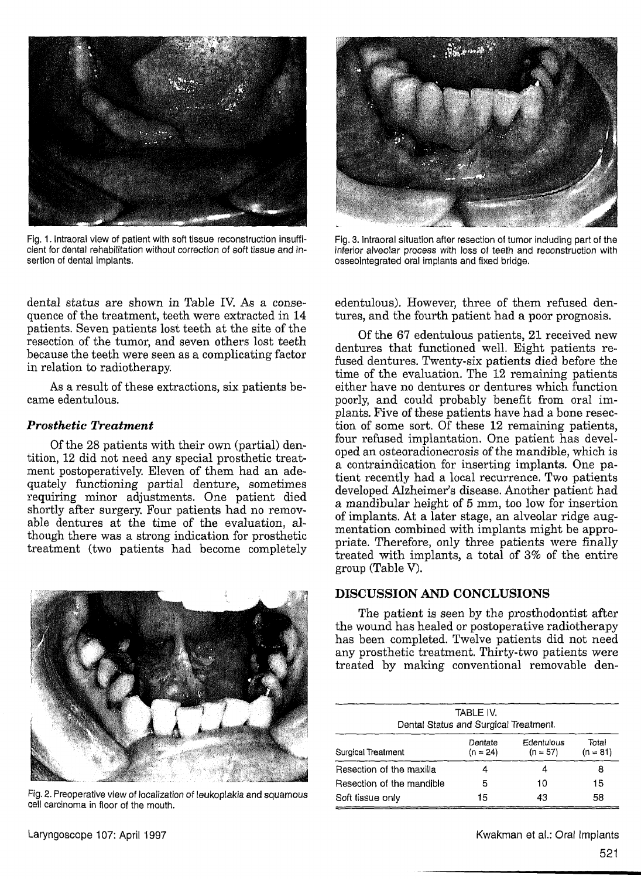Fig. 1. Intraoral view of patient with soft tissue reconstruction insufficient for dental rehabilitation without correction of soft tissue and insertion of dental implants.

Fig. 3. Intraoral situation after resection of tumor including part of the inferior alveolar process with loss of teeth and reconstruction with osseointegrated oral implants and fixed bridge.

dental status are shown in Table IV. As a consequence of the treatment, teeth were extracted in 14 patients. Seven patients lost teeth at the site of the resection of the tumor, and seven others lost teeth because the teeth were seen as a complicating factor in relation to radiotherapy.

As a result of these extractions, six patients became edentulous.

### *Prosthetic Treatment*

Of the 28 patients with their own (partial) dentition, 12 did not need any special prosthetic treatment postoperatively. Eleven of them had an adequately functioning partial denture, sometimes requiring minor adjustments. One patient died shortly after surgery. Four patients had no removable dentures at the time of the evaluation, although there was a strong indication for prosthetic treatment (two patients had become completely edentulous). However, three of them refused dentures, and the fourth patient had a poor prognosis.

Of the 67 edentulous patients, 21 received new dentures that functioned well. Eight patients refused dentures. Twenty-six patients died before the time of the evaluation. The 12 remaining patients either have no dentures or dentures which function poorly, and could probably benefit from oral implants. Five of these patients have had a bone resection of some sort. Of these 12 remaining patients, four refused implantation. One patient has developed an osteoradionecrosis of the mandible, which is a contraindication for inserting implants. One patient recently had a local recurrence. Two patients developed Alzheimer's disease. Another patient had a mandibular height of 5 mm, too low for insertion of implants. At a later stage, an alveolar ridge augmentation combined with implants might be appropriate. Therefore, only three patients were finally treated with implants, a total of 3% of the entire group (Table V).

Fig. 2. Preoperative view of localization of leukoplakia and squamous cell carcinoma in floor of the mouth.

## DISCUSSION AND CONCLUSIONS

The patient is seen by the prosthodontist after the wound has healed or postoperative radiotherapy has been completed. Twelve patients did not need any prosthetic treatment. Thirty-two patients were treated by making conventional removable den-

TABLE IV.
Dental Status and Surgical Treatment.

| Surgical Treatment | Dentate (n = 24) | Edentulous (n = 57) | Total (n = 81) |
|---|---|---|---|
| Resection of the maxilla | 4 | 4 | 8 |
| Resection of the mandible | 5 | 10 | 15 |
| Soft tissue only | 15 | 43 | 58 |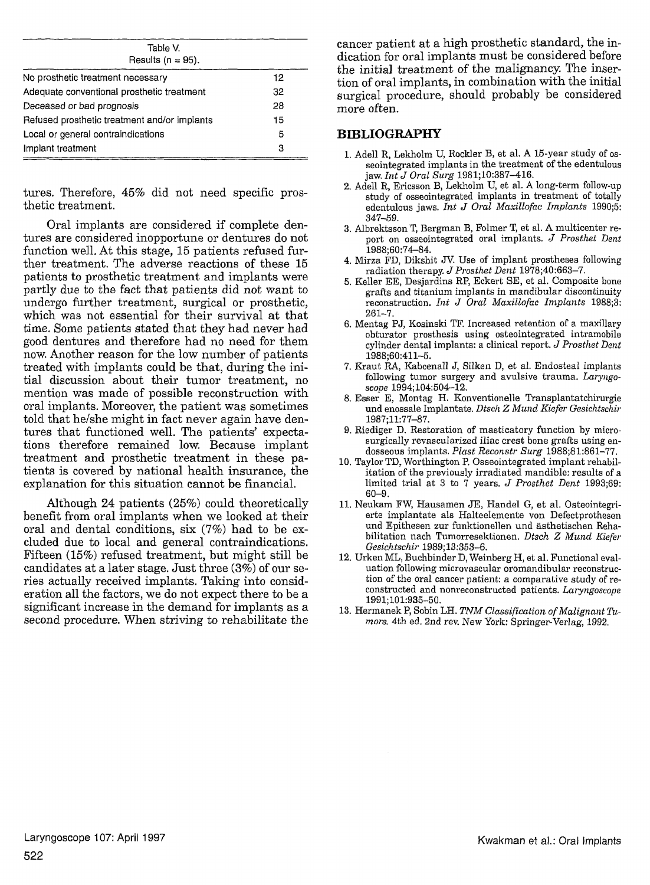| Table V. Results (n = 95). | |
|---|---|
| No prosthetic treatment necessary | 12 |
| Adequate conventional prosthetic treatment | 32 |
| Deceased or bad prognosis | 28 |
| Refused prosthetic treatment and/or implants | 15 |
| Local or general contraindications | 5 |
| Implant treatment | 3 |

tures. Therefore, 45% did not need specific prosthetic treatment.

Oral implants are considered if complete dentures are considered inopportune or dentures do not function well. At this stage, 15 patients refused further treatment. The adverse reactions of these 15 patients to prosthetic treatment and implants were partly due to the fact that patients did not want to undergo further treatment, surgical or prosthetic, which was not essential for their survival at that time. Some patients stated that they had never had good dentures and therefore had no need for them now. Another reason for the low number of patients treated with implants could be that, during the initial discussion about their tumor treatment, no mention was made of possible reconstruction with oral implants. Moreover, the patient was sometimes told that he/she might in fact never again have dentures that functioned well. The patients' expectations therefore remained low. Because implant treatment and prosthetic treatment in these patients is covered by national health insurance, the explanation for this situation cannot be financial.

Although 24 patients (25%) could theoretically benefit from oral implants when we looked at their oral and dental conditions, six (7%) had to be excluded due to local and general contraindications. Fifteen (15%) refused treatment, but might still be candidates at a later stage. Just three (3%) of our series actually received implants. Taking into consideration all the factors, we do not expect there to be a significant increase in the demand for implants as a second procedure. When striving to rehabilitate the cancer patient at a high prosthetic standard, the indication for oral implants must be considered before the initial treatment of the malignancy. The insertion of oral implants, in combination with the initial surgical procedure, should probably be considered more often.

## BIBLIOGRAPHY

1. Adell R, Lekholm U, Rockler B, et al. A 15-year study of osseointegrated implants in the treatment of the edentulous jaw. *Int J Oral Surg* 1981;10:387–416.
2. Adell R, Ericsson B, Lekholm U, et al. A long-term follow-up study of osseointegrated implants in treatment of totally edentulous jaws. *Int J Oral Maxillofac Implants* 1990;5:347–59.
3. Albrektsson T, Bergman B, Folmer T, et al. A multicenter report on osseointegrated oral implants. *J Prosthet Dent* 1988;60:74–84.
4. Mirza FD, Dikshit JV. Use of implant prostheses following radiation therapy. *J Prosthet Dent* 1978;40:663–7.
5. Keller EE, Desjardins RP, Eckert SE, et al. Composite bone grafts and titanium implants in mandibular discontinuity reconstruction. *Int J Oral Maxillofac Implants* 1988;3:261–7.
6. Mentag PJ, Kosinski TF. Increased retention of a maxillary obturator prosthesis using osteointegrated intramobile cylinder dental implants: a clinical report. *J Prosthet Dent* 1988;60:411–5.
7. Kraut RA, Kabcenall J, Silken D, et al. Endosteal implants following tumor surgery and avulsive trauma. *Laryngoscope* 1994;104:504–12.
8. Esser E, Montag H. Konventionelle Transplantatchirurgie und enossale Implantate. *Dtsch Z Mund Kiefer Gesichtschir* 1987;11:77–87.
9. Riediger D. Restoration of masticatory function by microsurgically revascularized iliac crest bone grafts using endosseous implants. *Plast Reconstr Surg* 1988;81:861–77.
10. Taylor TD, Worthington P. Osseointegrated implant rehabilitation of the previously irradiated mandible: results of a limited trial at 3 to 7 years. *J Prosthet Dent* 1993;69:60–9.
11. Neukam FW, Hausamen JE, Handel G, et al. Osteointegrierte implantate als Halteelemente von Defectprothesen und Epithesen zur funktionellen und ästhetischen Rehabilitation nach Tumorresektionen. *Dtsch Z Mund Kiefer Gesichtschir* 1989;13:353–6.
12. Urken ML, Buchbinder D, Weinberg H, et al. Functional evaluation following microvascular oromandibular reconstruction of the oral cancer patient: a comparative study of reconstructed and nonreconstructed patients. *Laryngoscope* 1991;101:935–50.
13. Hermanek P, Sobin LH. *TNM Classification of Malignant Tumors.* 4th ed. 2nd rev. New York: Springer-Verlag, 1992.